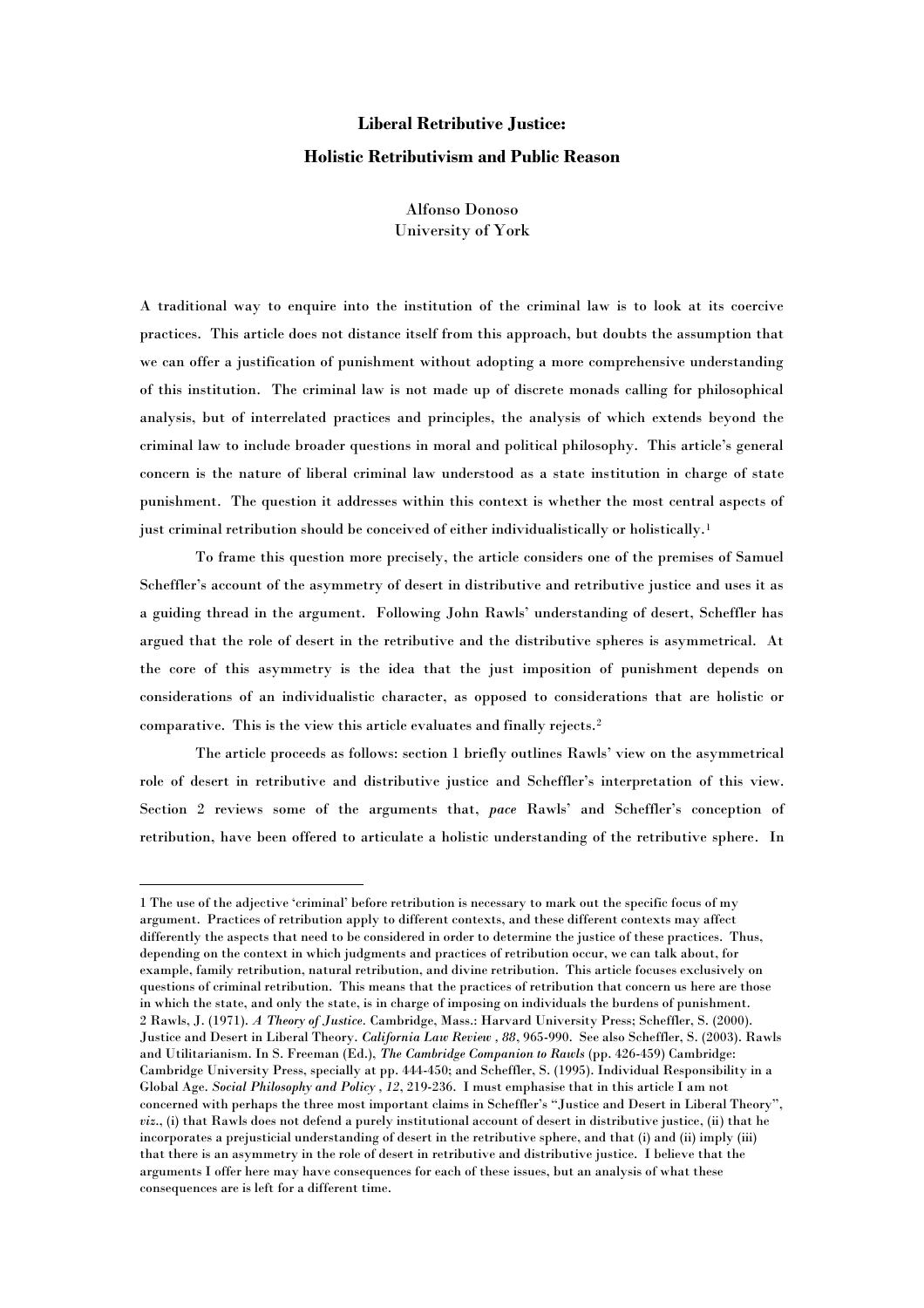# Liberal Retributive Justice:

## Holistic Retributivism and Public Reason

Alfonso Donoso
University of York

A traditional way to enquire into the institution of the criminal law is to look at its coercive practices. This article does not distance itself from this approach, but doubts the assumption that we can offer a justification of punishment without adopting a more comprehensive understanding of this institution. The criminal law is not made up of discrete monads calling for philosophical analysis, but of interrelated practices and principles, the analysis of which extends beyond the criminal law to include broader questions in moral and political philosophy. This article's general concern is the nature of liberal criminal law understood as a state institution in charge of state punishment. The question it addresses within this context is whether the most central aspects of just criminal retribution should be conceived of either individualistically or holistically.[1]

To frame this question more precisely, the article considers one of the premises of Samuel Scheffler's account of the asymmetry of desert in distributive and retributive justice and uses it as a guiding thread in the argument. Following John Rawls' understanding of desert, Scheffler has argued that the role of desert in the retributive and the distributive spheres is asymmetrical. At the core of this asymmetry is the idea that the just imposition of punishment depends on considerations of an individualistic character, as opposed to considerations that are holistic or comparative. This is the view this article evaluates and finally rejects.[2]

The article proceeds as follows: section 1 briefly outlines Rawls' view on the asymmetrical role of desert in retributive and distributive justice and Scheffler's interpretation of this view. Section 2 reviews some of the arguments that, *pace* Rawls' and Scheffler's conception of retribution, have been offered to articulate a holistic understanding of the retributive sphere. In

---

1 The use of the adjective 'criminal' before retribution is necessary to mark out the specific focus of my argument. Practices of retribution apply to different contexts, and these different contexts may affect differently the aspects that need to be considered in order to determine the justice of these practices. Thus, depending on the context in which judgments and practices of retribution occur, we can talk about, for example, family retribution, natural retribution, and divine retribution. This article focuses exclusively on questions of criminal retribution. This means that the practices of retribution that concern us here are those in which the state, and only the state, is in charge of imposing on individuals the burdens of punishment.

2 Rawls, J. (1971). *A Theory of Justice.* Cambridge, Mass.: Harvard University Press; Scheffler, S. (2000). Justice and Desert in Liberal Theory. *California Law Review* , *88*, 965-990. See also Scheffler, S. (2003). Rawls and Utilitarianism. In S. Freeman (Ed.), *The Cambridge Companion to Rawls* (pp. 426-459) Cambridge: Cambridge University Press, specially at pp. 444-450; and Scheffler, S. (1995). Individual Responsibility in a Global Age. *Social Philosophy and Policy* , *12*, 219-236. I must emphasise that in this article I am not concerned with perhaps the three most important claims in Scheffler's "Justice and Desert in Liberal Theory", *viz.*, (i) that Rawls does not defend a purely institutional account of desert in distributive justice, (ii) that he incorporates a prejusticial understanding of desert in the retributive sphere, and that (i) and (ii) imply (iii) that there is an asymmetry in the role of desert in retributive and distributive justice. I believe that the arguments I offer here may have consequences for each of these issues, but an analysis of what these consequences are is left for a different time.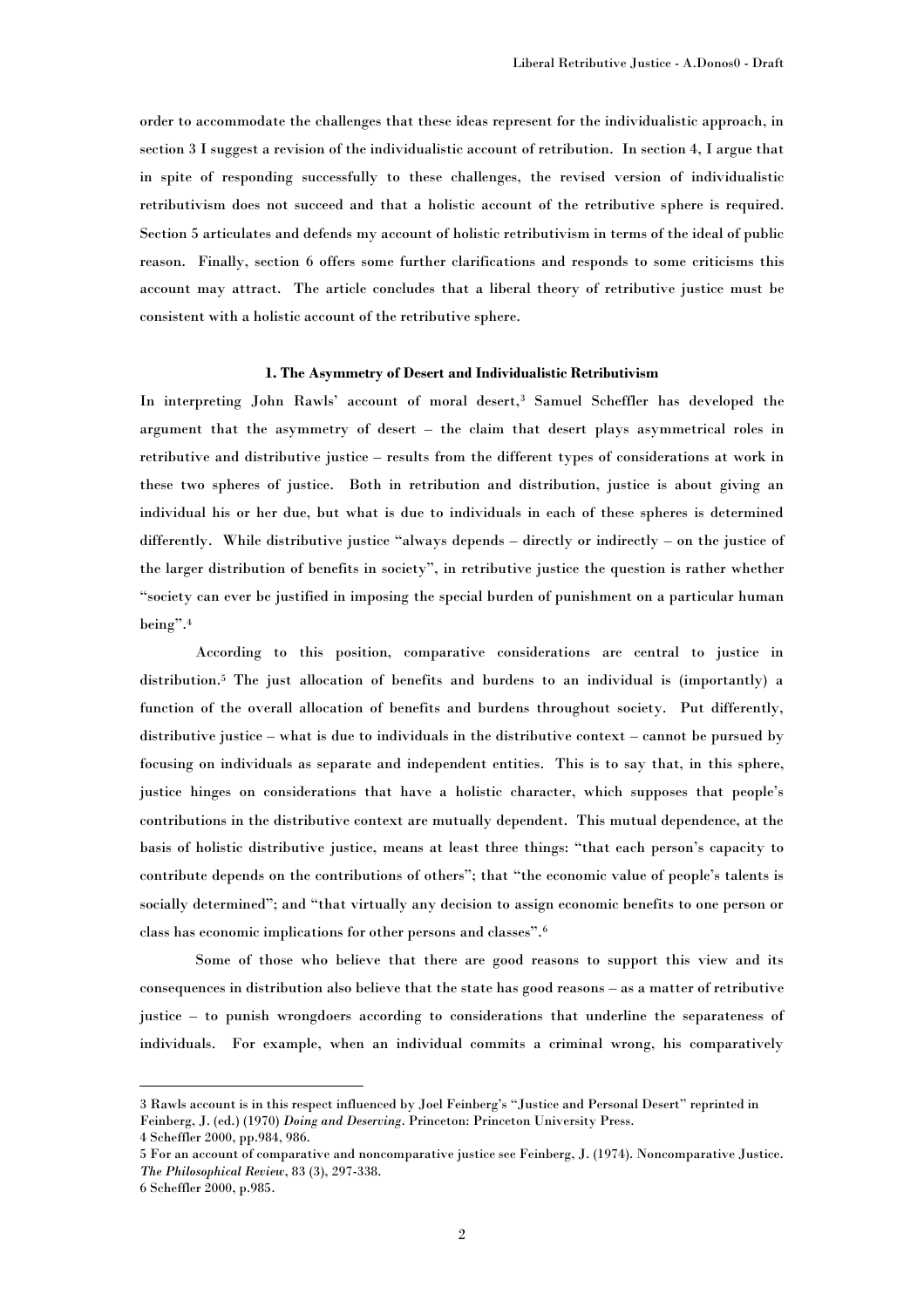order to accommodate the challenges that these ideas represent for the individualistic approach, in section 3 I suggest a revision of the individualistic account of retribution. In section 4, I argue that in spite of responding successfully to these challenges, the revised version of individualistic retributivism does not succeed and that a holistic account of the retributive sphere is required. Section 5 articulates and defends my account of holistic retributivism in terms of the ideal of public reason. Finally, section 6 offers some further clarifications and responds to some criticisms this account may attract. The article concludes that a liberal theory of retributive justice must be consistent with a holistic account of the retributive sphere.

## 1. The Asymmetry of Desert and Individualistic Retributivism

In interpreting John Rawls' account of moral desert,[3] Samuel Scheffler has developed the argument that the asymmetry of desert – the claim that desert plays asymmetrical roles in retributive and distributive justice – results from the different types of considerations at work in these two spheres of justice. Both in retribution and distribution, justice is about giving an individual his or her due, but what is due to individuals in each of these spheres is determined differently. While distributive justice "always depends – directly or indirectly – on the justice of the larger distribution of benefits in society", in retributive justice the question is rather whether "society can ever be justified in imposing the special burden of punishment on a particular human being".[4]

According to this position, comparative considerations are central to justice in distribution.[5] The just allocation of benefits and burdens to an individual is (importantly) a function of the overall allocation of benefits and burdens throughout society. Put differently, distributive justice – what is due to individuals in the distributive context – cannot be pursued by focusing on individuals as separate and independent entities. This is to say that, in this sphere, justice hinges on considerations that have a holistic character, which supposes that people's contributions in the distributive context are mutually dependent. This mutual dependence, at the basis of holistic distributive justice, means at least three things: "that each person's capacity to contribute depends on the contributions of others"; that "the economic value of people's talents is socially determined"; and "that virtually any decision to assign economic benefits to one person or class has economic implications for other persons and classes".[6]

Some of those who believe that there are good reasons to support this view and its consequences in distribution also believe that the state has good reasons – as a matter of retributive justice – to punish wrongdoers according to considerations that underline the separateness of individuals. For example, when an individual commits a criminal wrong, his comparatively

---

3 Rawls account is in this respect influenced by Joel Feinberg's "Justice and Personal Desert" reprinted in Feinberg, J. (ed.) (1970) *Doing and Deserving*. Princeton: Princeton University Press.

4 Scheffler 2000, pp.984, 986.

5 For an account of comparative and noncomparative justice see Feinberg, J. (1974). Noncomparative Justice. *The Philosophical Review*, 83 (3), 297-338.

6 Scheffler 2000, p.985.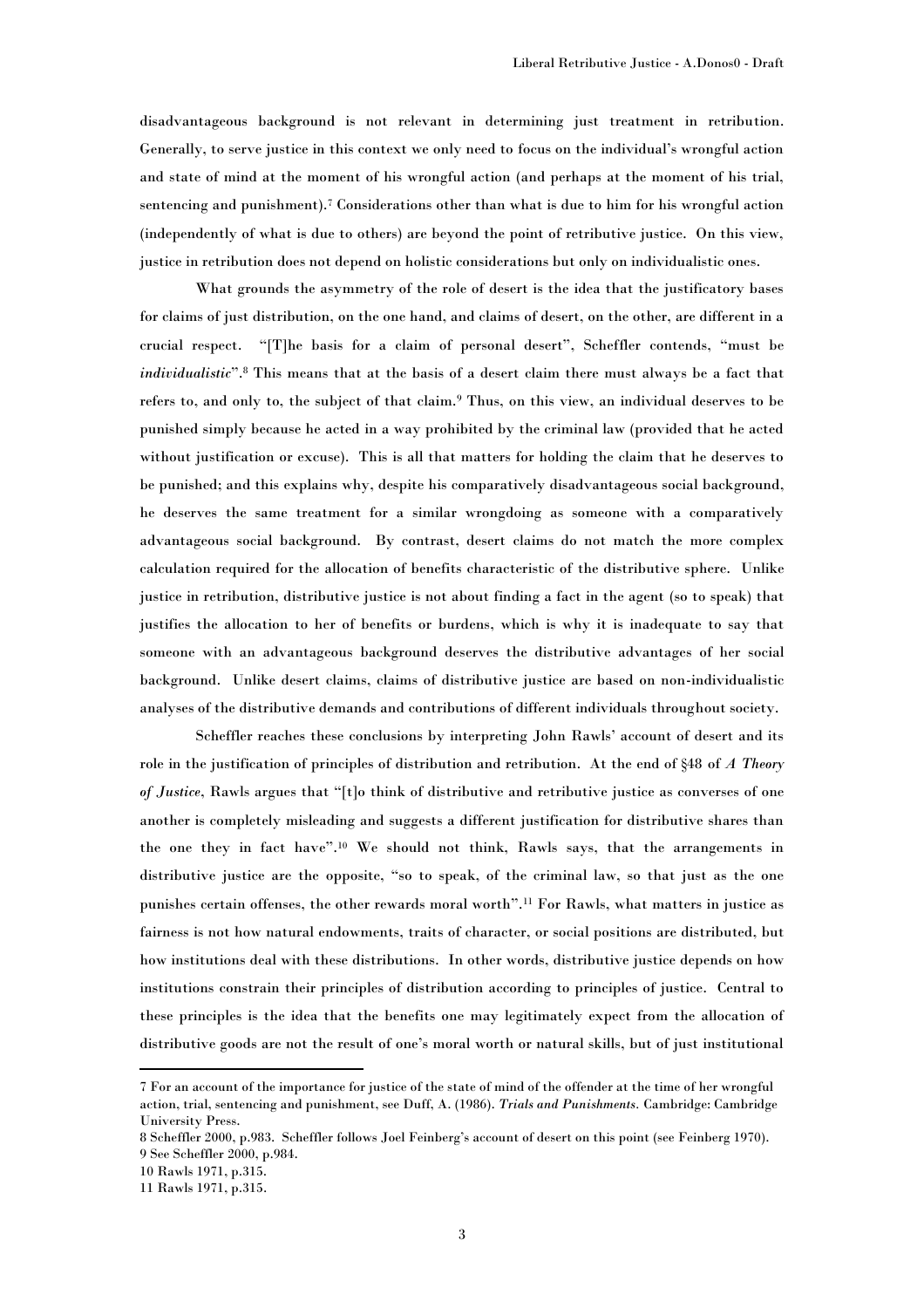disadvantageous background is not relevant in determining just treatment in retribution. Generally, to serve justice in this context we only need to focus on the individual's wrongful action and state of mind at the moment of his wrongful action (and perhaps at the moment of his trial, sentencing and punishment).[7] Considerations other than what is due to him for his wrongful action (independently of what is due to others) are beyond the point of retributive justice. On this view, justice in retribution does not depend on holistic considerations but only on individualistic ones.

What grounds the asymmetry of the role of desert is the idea that the justificatory bases for claims of just distribution, on the one hand, and claims of desert, on the other, are different in a crucial respect. "[T]he basis for a claim of personal desert", Scheffler contends, "must be *individualistic*".[8] This means that at the basis of a desert claim there must always be a fact that refers to, and only to, the subject of that claim.[9] Thus, on this view, an individual deserves to be punished simply because he acted in a way prohibited by the criminal law (provided that he acted without justification or excuse). This is all that matters for holding the claim that he deserves to be punished; and this explains why, despite his comparatively disadvantageous social background, he deserves the same treatment for a similar wrongdoing as someone with a comparatively advantageous social background. By contrast, desert claims do not match the more complex calculation required for the allocation of benefits characteristic of the distributive sphere. Unlike justice in retribution, distributive justice is not about finding a fact in the agent (so to speak) that justifies the allocation to her of benefits or burdens, which is why it is inadequate to say that someone with an advantageous background deserves the distributive advantages of her social background. Unlike desert claims, claims of distributive justice are based on non-individualistic analyses of the distributive demands and contributions of different individuals throughout society.

Scheffler reaches these conclusions by interpreting John Rawls' account of desert and its role in the justification of principles of distribution and retribution. At the end of §48 of *A Theory of Justice*, Rawls argues that "[t]o think of distributive and retributive justice as converses of one another is completely misleading and suggests a different justification for distributive shares than the one they in fact have".[10] We should not think, Rawls says, that the arrangements in distributive justice are the opposite, "so to speak, of the criminal law, so that just as the one punishes certain offenses, the other rewards moral worth".[11] For Rawls, what matters in justice as fairness is not how natural endowments, traits of character, or social positions are distributed, but how institutions deal with these distributions. In other words, distributive justice depends on how institutions constrain their principles of distribution according to principles of justice. Central to these principles is the idea that the benefits one may legitimately expect from the allocation of distributive goods are not the result of one's moral worth or natural skills, but of just institutional

---

7 For an account of the importance for justice of the state of mind of the offender at the time of her wrongful action, trial, sentencing and punishment, see Duff, A. (1986). *Trials and Punishments*. Cambridge: Cambridge University Press.

8 Scheffler 2000, p.983. Scheffler follows Joel Feinberg's account of desert on this point (see Feinberg 1970).

9 See Scheffler 2000, p.984.

10 Rawls 1971, p.315.

11 Rawls 1971, p.315.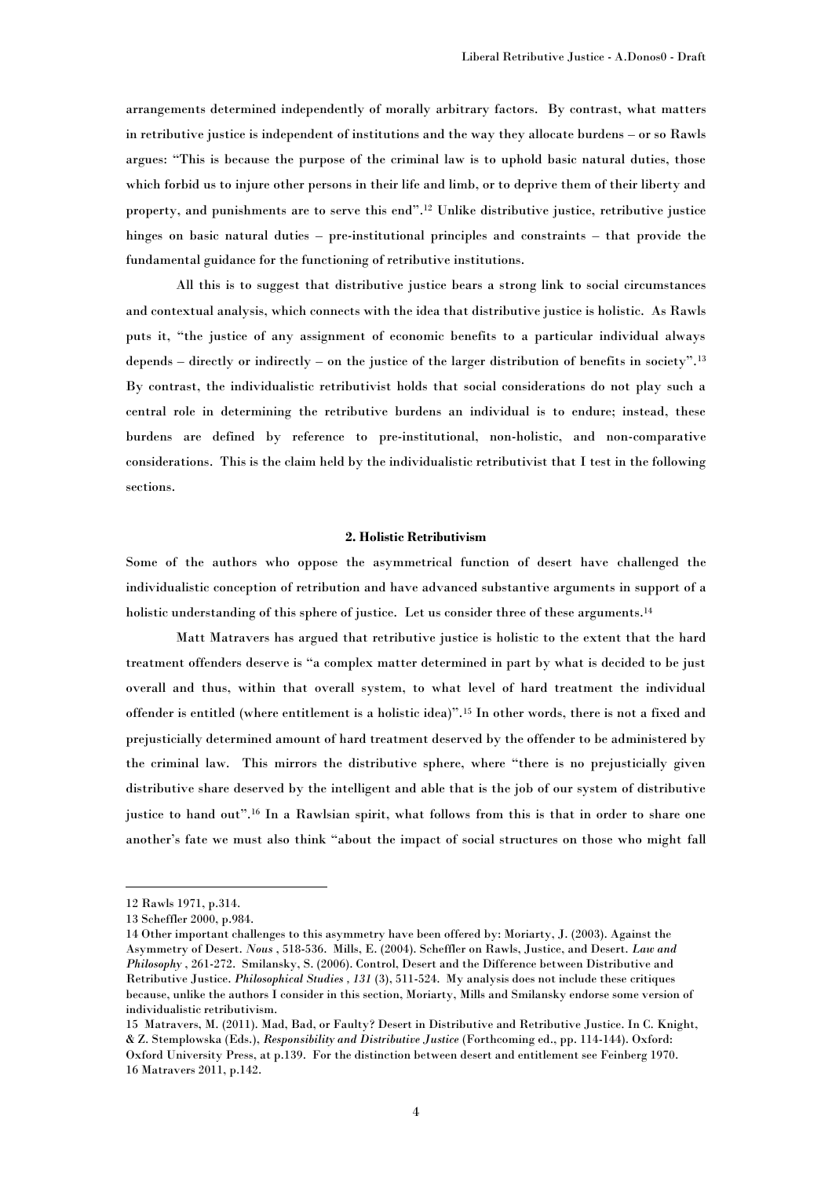arrangements determined independently of morally arbitrary factors. By contrast, what matters in retributive justice is independent of institutions and the way they allocate burdens – or so Rawls argues: "This is because the purpose of the criminal law is to uphold basic natural duties, those which forbid us to injure other persons in their life and limb, or to deprive them of their liberty and property, and punishments are to serve this end".[12] Unlike distributive justice, retributive justice hinges on basic natural duties – pre-institutional principles and constraints – that provide the fundamental guidance for the functioning of retributive institutions.

All this is to suggest that distributive justice bears a strong link to social circumstances and contextual analysis, which connects with the idea that distributive justice is holistic. As Rawls puts it, "the justice of any assignment of economic benefits to a particular individual always depends – directly or indirectly – on the justice of the larger distribution of benefits in society".[13] By contrast, the individualistic retributivist holds that social considerations do not play such a central role in determining the retributive burdens an individual is to endure; instead, these burdens are defined by reference to pre-institutional, non-holistic, and non-comparative considerations. This is the claim held by the individualistic retributivist that I test in the following sections.

## 2. Holistic Retributivism

Some of the authors who oppose the asymmetrical function of desert have challenged the individualistic conception of retribution and have advanced substantive arguments in support of a holistic understanding of this sphere of justice. Let us consider three of these arguments.[14]

Matt Matravers has argued that retributive justice is holistic to the extent that the hard treatment offenders deserve is "a complex matter determined in part by what is decided to be just overall and thus, within that overall system, to what level of hard treatment the individual offender is entitled (where entitlement is a holistic idea)".[15] In other words, there is not a fixed and prejusticially determined amount of hard treatment deserved by the offender to be administered by the criminal law. This mirrors the distributive sphere, where "there is no prejusticially given distributive share deserved by the intelligent and able that is the job of our system of distributive justice to hand out".[16] In a Rawlsian spirit, what follows from this is that in order to share one another's fate we must also think "about the impact of social structures on those who might fall

---

12 Rawls 1971, p.314.

13 Scheffler 2000, p.984.

14 Other important challenges to this asymmetry have been offered by: Moriarty, J. (2003). Against the Asymmetry of Desert. *Nous* , 518-536. Mills, E. (2004). Scheffler on Rawls, Justice, and Desert. *Law and Philosophy* , 261-272. Smilansky, S. (2006). Control, Desert and the Difference between Distributive and Retributive Justice. *Philosophical Studies* , *131* (3), 511-524. My analysis does not include these critiques because, unlike the authors I consider in this section, Moriarty, Mills and Smilansky endorse some version of individualistic retributivism.

15 Matravers, M. (2011). Mad, Bad, or Faulty? Desert in Distributive and Retributive Justice. In C. Knight, & Z. Stemplowska (Eds.), *Responsibility and Distributive Justice* (Forthcoming ed., pp. 114-144). Oxford: Oxford University Press, at p.139. For the distinction between desert and entitlement see Feinberg 1970.

16 Matravers 2011, p.142.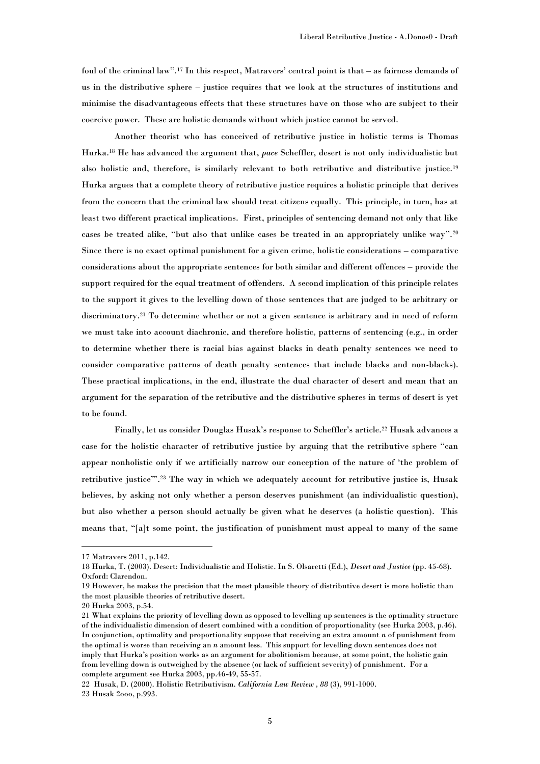foul of the criminal law".[17] In this respect, Matravers' central point is that – as fairness demands of us in the distributive sphere – justice requires that we look at the structures of institutions and minimise the disadvantageous effects that these structures have on those who are subject to their coercive power. These are holistic demands without which justice cannot be served.

Another theorist who has conceived of retributive justice in holistic terms is Thomas Hurka.[18] He has advanced the argument that, *pace* Scheffler, desert is not only individualistic but also holistic and, therefore, is similarly relevant to both retributive and distributive justice.[19] Hurka argues that a complete theory of retributive justice requires a holistic principle that derives from the concern that the criminal law should treat citizens equally. This principle, in turn, has at least two different practical implications. First, principles of sentencing demand not only that like cases be treated alike, "but also that unlike cases be treated in an appropriately unlike way".[20] Since there is no exact optimal punishment for a given crime, holistic considerations – comparative considerations about the appropriate sentences for both similar and different offences – provide the support required for the equal treatment of offenders. A second implication of this principle relates to the support it gives to the levelling down of those sentences that are judged to be arbitrary or discriminatory.[21] To determine whether or not a given sentence is arbitrary and in need of reform we must take into account diachronic, and therefore holistic, patterns of sentencing (e.g., in order to determine whether there is racial bias against blacks in death penalty sentences we need to consider comparative patterns of death penalty sentences that include blacks and non-blacks). These practical implications, in the end, illustrate the dual character of desert and mean that an argument for the separation of the retributive and the distributive spheres in terms of desert is yet to be found.

Finally, let us consider Douglas Husak's response to Scheffler's article.[22] Husak advances a case for the holistic character of retributive justice by arguing that the retributive sphere "can appear nonholistic only if we artificially narrow our conception of the nature of 'the problem of retributive justice'".[23] The way in which we adequately account for retributive justice is, Husak believes, by asking not only whether a person deserves punishment (an individualistic question), but also whether a person should actually be given what he deserves (a holistic question). This means that, "[a]t some point, the justification of punishment must appeal to many of the same

---

17 Matravers 2011, p.142.

18 Hurka, T. (2003). Desert: Individualistic and Holistic. In S. Olsaretti (Ed.), *Desert and Justice* (pp. 45-68). Oxford: Clarendon.

19 However, he makes the precision that the most plausible theory of distributive desert is more holistic than the most plausible theories of retributive desert.

20 Hurka 2003, p.54.

21 What explains the priority of levelling down as opposed to levelling up sentences is the optimality structure of the individualistic dimension of desert combined with a condition of proportionality (see Hurka 2003, p.46). In conjunction, optimality and proportionality suppose that receiving an extra amount *n* of punishment from the optimal is worse than receiving an *n* amount less. This support for levelling down sentences does not imply that Hurka's position works as an argument for abolitionism because, at some point, the holistic gain from levelling down is outweighed by the absence (or lack of sufficient severity) of punishment. For a complete argument see Hurka 2003, pp.46-49, 55-57.

22 Husak, D. (2000). Holistic Retributivism. *California Law Review*, *88* (3), 991-1000.

23 Husak 2000, p.993.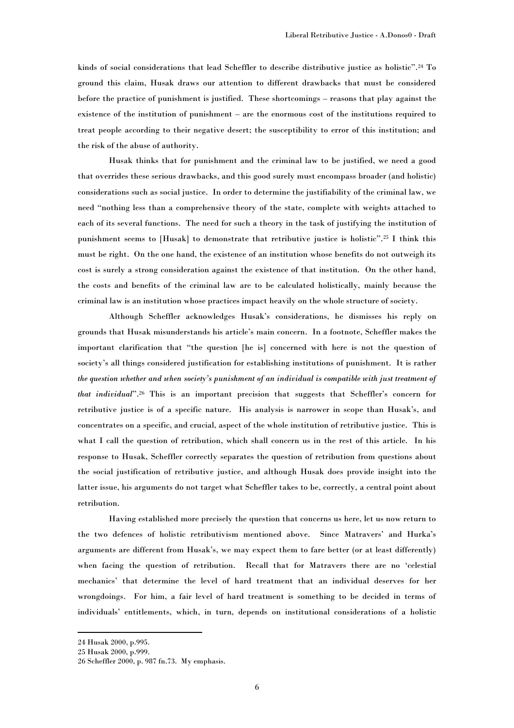kinds of social considerations that lead Scheffler to describe distributive justice as holistic".[24] To ground this claim, Husak draws our attention to different drawbacks that must be considered before the practice of punishment is justified. These shortcomings – reasons that play against the existence of the institution of punishment – are the enormous cost of the institutions required to treat people according to their negative desert; the susceptibility to error of this institution; and the risk of the abuse of authority.

Husak thinks that for punishment and the criminal law to be justified, we need a good that overrides these serious drawbacks, and this good surely must encompass broader (and holistic) considerations such as social justice. In order to determine the justifiability of the criminal law, we need "nothing less than a comprehensive theory of the state, complete with weights attached to each of its several functions. The need for such a theory in the task of justifying the institution of punishment seems to [Husak] to demonstrate that retributive justice is holistic".[25] I think this must be right. On the one hand, the existence of an institution whose benefits do not outweigh its cost is surely a strong consideration against the existence of that institution. On the other hand, the costs and benefits of the criminal law are to be calculated holistically, mainly because the criminal law is an institution whose practices impact heavily on the whole structure of society.

Although Scheffler acknowledges Husak's considerations, he dismisses his reply on grounds that Husak misunderstands his article's main concern. In a footnote, Scheffler makes the important clarification that "the question [he is] concerned with here is not the question of society's all things considered justification for establishing institutions of punishment. It is rather *the question whether and when society's punishment of an individual is compatible with just treatment of that individual*".[26] This is an important precision that suggests that Scheffler's concern for retributive justice is of a specific nature. His analysis is narrower in scope than Husak's, and concentrates on a specific, and crucial, aspect of the whole institution of retributive justice. This is what I call the question of retribution, which shall concern us in the rest of this article. In his response to Husak, Scheffler correctly separates the question of retribution from questions about the social justification of retributive justice, and although Husak does provide insight into the latter issue, his arguments do not target what Scheffler takes to be, correctly, a central point about retribution.

Having established more precisely the question that concerns us here, let us now return to the two defences of holistic retributivism mentioned above. Since Matravers' and Hurka's arguments are different from Husak's, we may expect them to fare better (or at least differently) when facing the question of retribution. Recall that for Matravers there are no 'celestial mechanics' that determine the level of hard treatment that an individual deserves for her wrongdoings. For him, a fair level of hard treatment is something to be decided in terms of individuals' entitlements, which, in turn, depends on institutional considerations of a holistic

---

24 Husak 2000, p.995.

25 Husak 2000, p.999.

26 Scheffler 2000, p. 987 fn.73. My emphasis.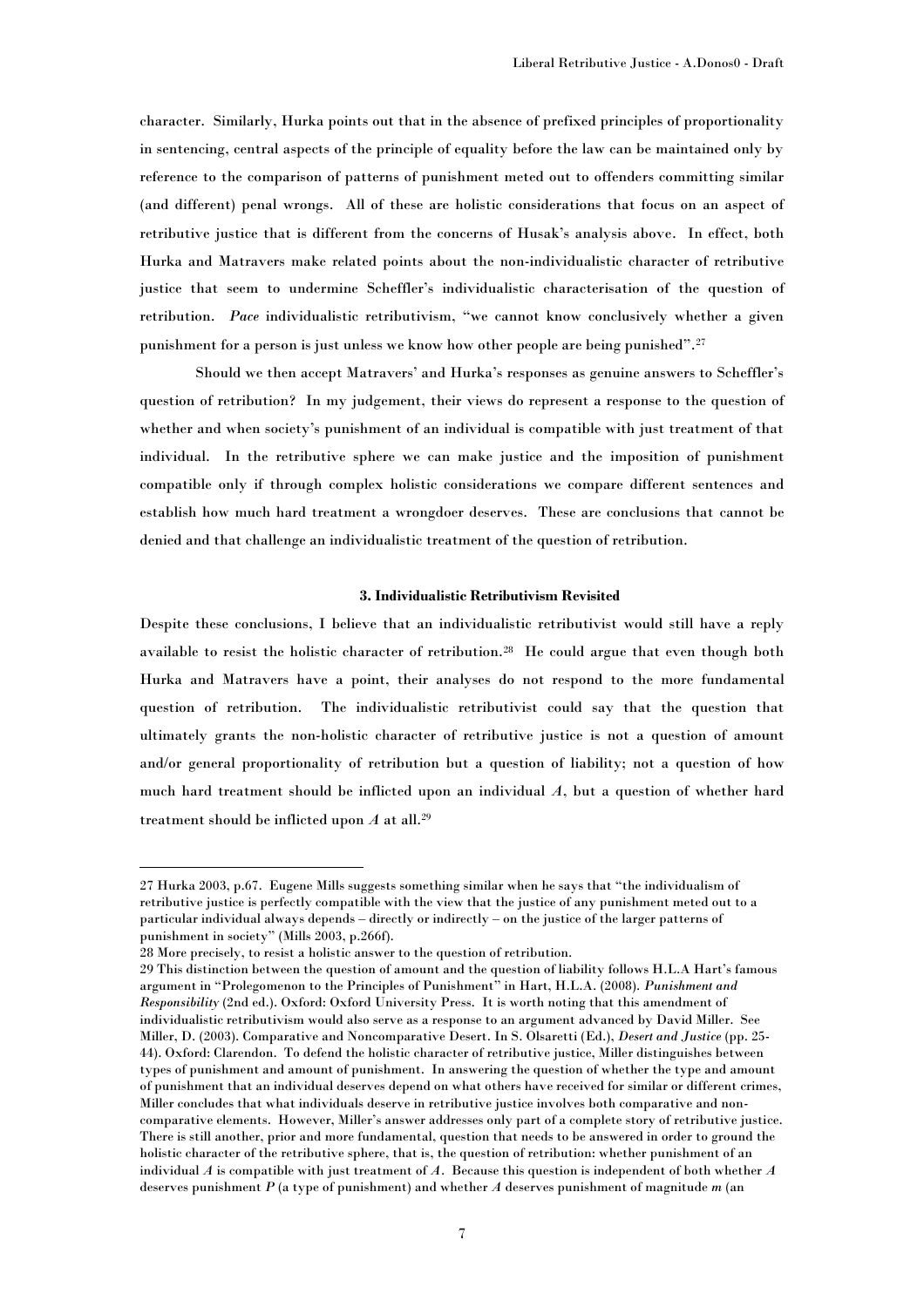character. Similarly, Hurka points out that in the absence of prefixed principles of proportionality in sentencing, central aspects of the principle of equality before the law can be maintained only by reference to the comparison of patterns of punishment meted out to offenders committing similar (and different) penal wrongs. All of these are holistic considerations that focus on an aspect of retributive justice that is different from the concerns of Husak's analysis above. In effect, both Hurka and Matravers make related points about the non-individualistic character of retributive justice that seem to undermine Scheffler's individualistic characterisation of the question of retribution. *Pace* individualistic retributivism, "we cannot know conclusively whether a given punishment for a person is just unless we know how other people are being punished".[27]

Should we then accept Matravers' and Hurka's responses as genuine answers to Scheffler's question of retribution? In my judgement, their views do represent a response to the question of whether and when society's punishment of an individual is compatible with just treatment of that individual. In the retributive sphere we can make justice and the imposition of punishment compatible only if through complex holistic considerations we compare different sentences and establish how much hard treatment a wrongdoer deserves. These are conclusions that cannot be denied and that challenge an individualistic treatment of the question of retribution.

### 3. Individualistic Retributivism Revisited

Despite these conclusions, I believe that an individualistic retributivist would still have a reply available to resist the holistic character of retribution.[28] He could argue that even though both Hurka and Matravers have a point, their analyses do not respond to the more fundamental question of retribution. The individualistic retributivist could say that the question that ultimately grants the non-holistic character of retributive justice is not a question of amount and/or general proportionality of retribution but a question of liability; not a question of how much hard treatment should be inflicted upon an individual *A*, but a question of whether hard treatment should be inflicted upon *A* at all.[29]

---

27 Hurka 2003, p.67. Eugene Mills suggests something similar when he says that "the individualism of retributive justice is perfectly compatible with the view that the justice of any punishment meted out to a particular individual always depends – directly or indirectly – on the justice of the larger patterns of punishment in society" (Mills 2003, p.266f).

28 More precisely, to resist a holistic answer to the question of retribution.

29 This distinction between the question of amount and the question of liability follows H.L.A Hart's famous argument in "Prolegomenon to the Principles of Punishment" in Hart, H.L.A. (2008). *Punishment and Responsibility* (2nd ed.). Oxford: Oxford University Press. It is worth noting that this amendment of individualistic retributivism would also serve as a response to an argument advanced by David Miller. See Miller, D. (2003). Comparative and Noncomparative Desert. In S. Olsaretti (Ed.), *Desert and Justice* (pp. 25-44). Oxford: Clarendon. To defend the holistic character of retributive justice, Miller distinguishes between types of punishment and amount of punishment. In answering the question of whether the type and amount of punishment that an individual deserve depend on what others have received for similar or different crimes, Miller concludes that what individuals deserve in retributive justice involves both comparative and non-comparative elements. However, Miller's answer addresses only part of a complete story of retributive justice. There is still another, prior and more fundamental, question that needs to be answered in order to ground the holistic character of the retributive sphere, that is, the question of retribution: whether punishment of an individual *A* is compatible with just treatment of *A*. Because this question is independent of both whether *A* deserves punishment *P* (a type of punishment) and whether *A* deserves punishment of magnitude *m* (an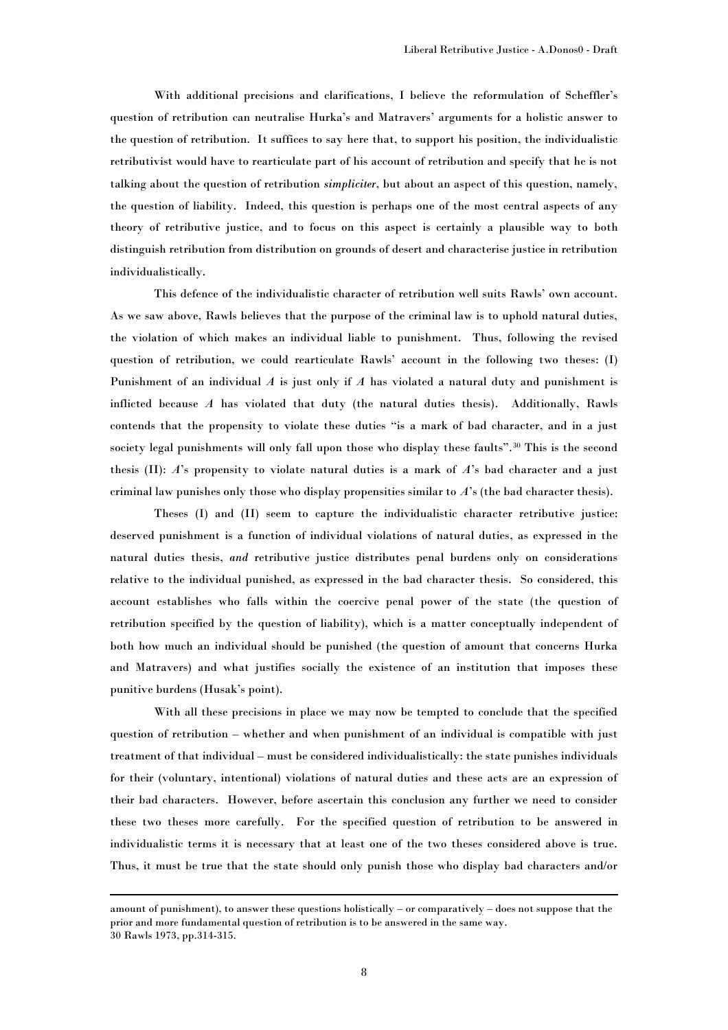With additional precisions and clarifications, I believe the reformulation of Scheffler's question of retribution can neutralise Hurka's and Matravers' arguments for a holistic answer to the question of retribution. It suffices to say here that, to support his position, the individualistic retributivist would have to rearticulate part of his account of retribution and specify that he is not talking about the question of retribution *simpliciter*, but about an aspect of this question, namely, the question of liability. Indeed, this question is perhaps one of the most central aspects of any theory of retributive justice, and to focus on this aspect is certainly a plausible way to both distinguish retribution from distribution on grounds of desert and characterise justice in retribution individualistically.

This defence of the individualistic character of retribution well suits Rawls' own account. As we saw above, Rawls believes that the purpose of the criminal law is to uphold natural duties, the violation of which makes an individual liable to punishment. Thus, following the revised question of retribution, we could rearticulate Rawls' account in the following two theses: (I) Punishment of an individual *A* is just only if *A* has violated a natural duty and punishment is inflicted because *A* has violated that duty (the natural duties thesis). Additionally, Rawls contends that the propensity to violate these duties "is a mark of bad character, and in a just society legal punishments will only fall upon those who display these faults".[30] This is the second thesis (II): *A*'s propensity to violate natural duties is a mark of *A*'s bad character and a just criminal law punishes only those who display propensities similar to *A*'s (the bad character thesis).

Theses (I) and (II) seem to capture the individualistic character retributive justice: deserved punishment is a function of individual violations of natural duties, as expressed in the natural duties thesis, *and* retributive justice distributes penal burdens only on considerations relative to the individual punished, as expressed in the bad character thesis. So considered, this account establishes who falls within the coercive penal power of the state (the question of retribution specified by the question of liability), which is a matter conceptually independent of both how much an individual should be punished (the question of amount that concerns Hurka and Matravers) and what justifies socially the existence of an institution that imposes these punitive burdens (Husak's point).

With all these precisions in place we may now be tempted to conclude that the specified question of retribution – whether and when punishment of an individual is compatible with just treatment of that individual – must be considered individualistically: the state punishes individuals for their (voluntary, intentional) violations of natural duties and these acts are an expression of their bad characters. However, before ascertain this conclusion any further we need to consider these two theses more carefully. For the specified question of retribution to be answered in individualistic terms it is necessary that at least one of the two theses considered above is true. Thus, it must be true that the state should only punish those who display bad characters and/or

---

amount of punishment), to answer these questions holistically – or comparatively – does not suppose that the prior and more fundamental question of retribution is to be answered in the same way.

30 Rawls 1973, pp.314-315.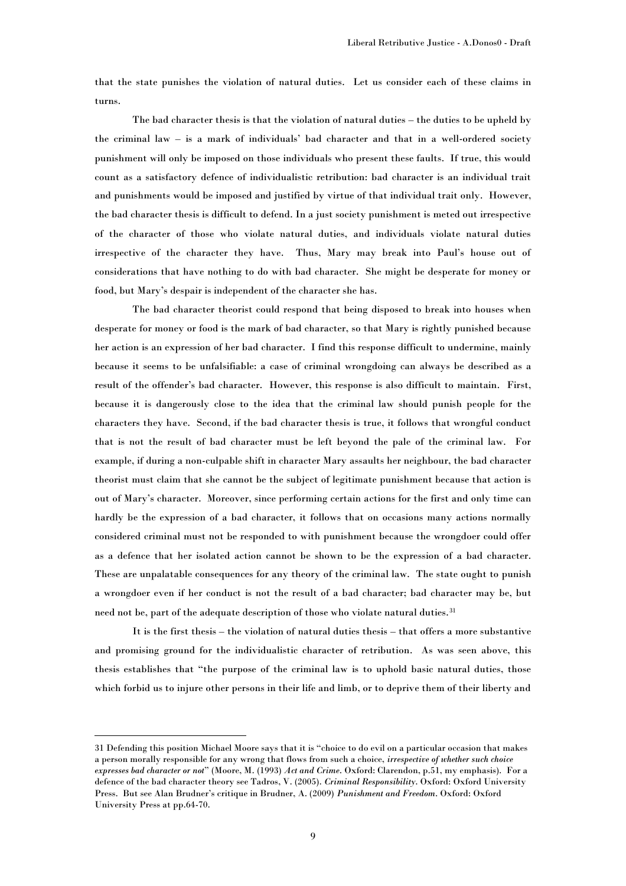that the state punishes the violation of natural duties. Let us consider each of these claims in turns.

The bad character thesis is that the violation of natural duties – the duties to be upheld by the criminal law – is a mark of individuals' bad character and that in a well-ordered society punishment will only be imposed on those individuals who present these faults. If true, this would count as a satisfactory defence of individualistic retribution: bad character is an individual trait and punishments would be imposed and justified by virtue of that individual trait only. However, the bad character thesis is difficult to defend. In a just society punishment is meted out irrespective of the character of those who violate natural duties, and individuals violate natural duties irrespective of the character they have. Thus, Mary may break into Paul's house out of considerations that have nothing to do with bad character. She might be desperate for money or food, but Mary's despair is independent of the character she has.

The bad character theorist could respond that being disposed to break into houses when desperate for money or food is the mark of bad character, so that Mary is rightly punished because her action is an expression of her bad character. I find this response difficult to undermine, mainly because it seems to be unfalsifiable: a case of criminal wrongdoing can always be described as a result of the offender's bad character. However, this response is also difficult to maintain. First, because it is dangerously close to the idea that the criminal law should punish people for the characters they have. Second, if the bad character thesis is true, it follows that wrongful conduct that is not the result of bad character must be left beyond the pale of the criminal law. For example, if during a non-culpable shift in character Mary assaults her neighbour, the bad character theorist must claim that she cannot be the subject of legitimate punishment because that action is out of Mary's character. Moreover, since performing certain actions for the first and only time can hardly be the expression of a bad character, it follows that on occasions many actions normally considered criminal must not be responded to with punishment because the wrongdoer could offer as a defence that her isolated action cannot be shown to be the expression of a bad character. These are unpalatable consequences for any theory of the criminal law. The state ought to punish a wrongdoer even if her conduct is not the result of a bad character; bad character may be, but need not be, part of the adequate description of those who violate natural duties.[31]

It is the first thesis – the violation of natural duties thesis – that offers a more substantive and promising ground for the individualistic character of retribution. As was seen above, this thesis establishes that "the purpose of the criminal law is to uphold basic natural duties, those which forbid us to injure other persons in their life and limb, or to deprive them of their liberty and

---

31 Defending this position Michael Moore says that it is "choice to do evil on a particular occasion that makes a person morally responsible for any wrong that flows from such a choice, *irrespective of whether such choice expresses bad character or not*" (Moore, M. (1993) *Act and Crime*. Oxford: Clarendon, p.51, my emphasis). For a defence of the bad character theory see Tadros, V. (2005). *Criminal Responsibility*. Oxford: Oxford University Press. But see Alan Brudner's critique in Brudner, A. (2009) *Punishment and Freedom*. Oxford: Oxford University Press at pp.64-70.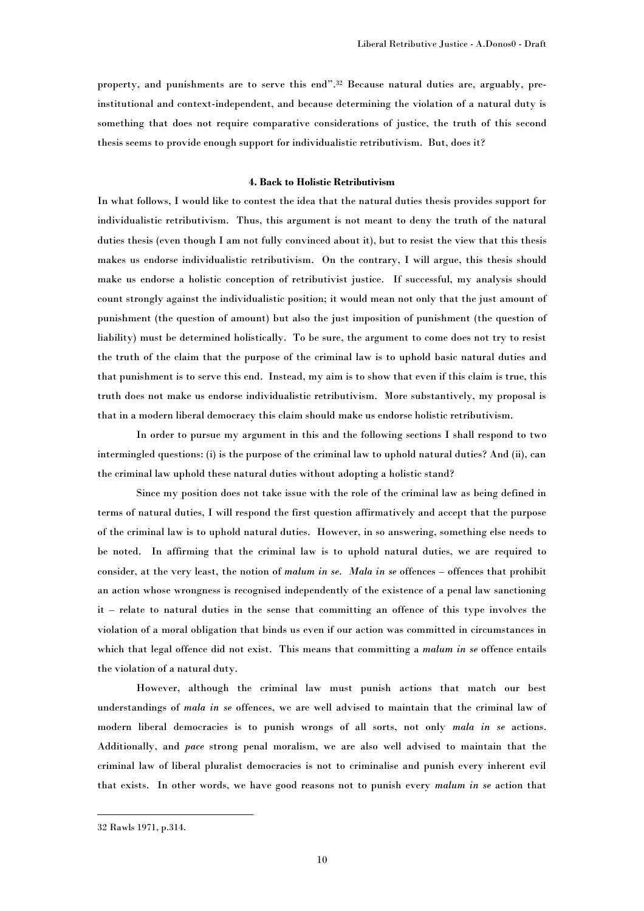property, and punishments are to serve this end".[32] Because natural duties are, arguably, pre-institutional and context-independent, and because determining the violation of a natural duty is something that does not require comparative considerations of justice, the truth of this second thesis seems to provide enough support for individualistic retributivism. But, does it?

#### 4. Back to Holistic Retributivism

In what follows, I would like to contest the idea that the natural duties thesis provides support for individualistic retributivism. Thus, this argument is not meant to deny the truth of the natural duties thesis (even though I am not fully convinced about it), but to resist the view that this thesis makes us endorse individualistic retributivism. On the contrary, I will argue, this thesis should make us endorse a holistic conception of retributivist justice. If successful, my analysis should count strongly against the individualistic position; it would mean not only that the just amount of punishment (the question of amount) but also the just imposition of punishment (the question of liability) must be determined holistically. To be sure, the argument to come does not try to resist the truth of the claim that the purpose of the criminal law is to uphold basic natural duties and that punishment is to serve this end. Instead, my aim is to show that even if this claim is true, this truth does not make us endorse individualistic retributivism. More substantively, my proposal is that in a modern liberal democracy this claim should make us endorse holistic retributivism.

In order to pursue my argument in this and the following sections I shall respond to two intermingled questions: (i) is the purpose of the criminal law to uphold natural duties? And (ii), can the criminal law uphold these natural duties without adopting a holistic stand?

Since my position does not take issue with the role of the criminal law as being defined in terms of natural duties, I will respond the first question affirmatively and accept that the purpose of the criminal law is to uphold natural duties. However, in so answering, something else needs to be noted. In affirming that the criminal law is to uphold natural duties, we are required to consider, at the very least, the notion of *malum in se*. *Mala in se* offences – offences that prohibit an action whose wrongness is recognised independently of the existence of a penal law sanctioning it – relate to natural duties in the sense that committing an offence of this type involves the violation of a moral obligation that binds us even if our action was committed in circumstances in which that legal offence did not exist. This means that committing a *malum in se* offence entails the violation of a natural duty.

However, although the criminal law must punish actions that match our best understandings of *mala in se* offences, we are well advised to maintain that the criminal law of modern liberal democracies is to punish wrongs of all sorts, not only *mala in se* actions. Additionally, and *pace* strong penal moralism, we are also well advised to maintain that the criminal law of liberal pluralist democracies is not to criminalise and punish every inherent evil that exists. In other words, we have good reasons not to punish every *malum in se* action that

---

32 Rawls 1971, p.314.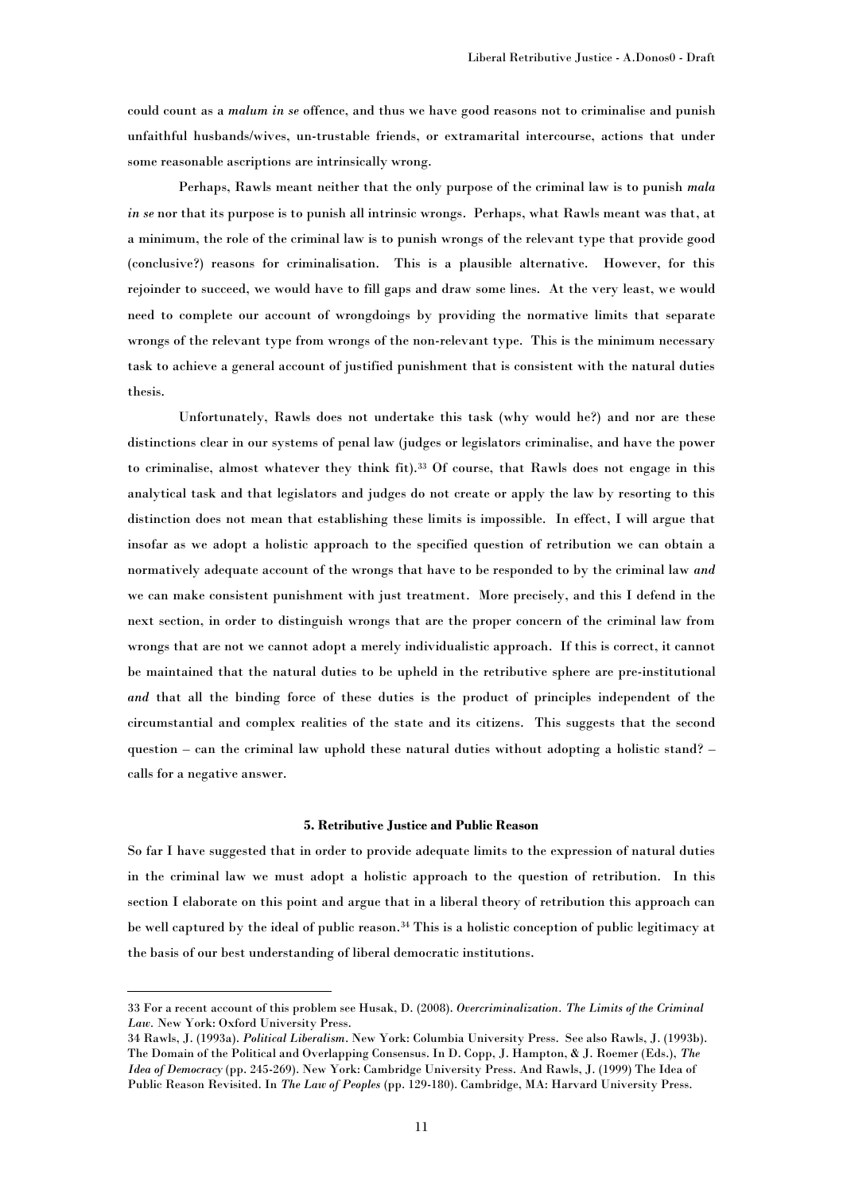could count as a *malum in se* offence, and thus we have good reasons not to criminalise and punish unfaithful husbands/wives, un-trustable friends, or extramarital intercourse, actions that under some reasonable ascriptions are intrinsically wrong.

Perhaps, Rawls meant neither that the only purpose of the criminal law is to punish *mala in se* nor that its purpose is to punish all intrinsic wrongs. Perhaps, what Rawls meant was that, at a minimum, the role of the criminal law is to punish wrongs of the relevant type that provide good (conclusive?) reasons for criminalisation. This is a plausible alternative. However, for this rejoinder to succeed, we would have to fill gaps and draw some lines. At the very least, we would need to complete our account of wrongdoings by providing the normative limits that separate wrongs of the relevant type from wrongs of the non-relevant type. This is the minimum necessary task to achieve a general account of justified punishment that is consistent with the natural duties thesis.

Unfortunately, Rawls does not undertake this task (why would he?) and nor are these distinctions clear in our systems of penal law (judges or legislators criminalise, and have the power to criminalise, almost whatever they think fit).[33] Of course, that Rawls does not engage in this analytical task and that legislators and judges do not create or apply the law by resorting to this distinction does not mean that establishing these limits is impossible. In effect, I will argue that insofar as we adopt a holistic approach to the specified question of retribution we can obtain a normatively adequate account of the wrongs that have to be responded to by the criminal law *and* we can make consistent punishment with just treatment. More precisely, and this I defend in the next section, in order to distinguish wrongs that are the proper concern of the criminal law from wrongs that are not we cannot adopt a merely individualistic approach. If this is correct, it cannot be maintained that the natural duties to be upheld in the retributive sphere are pre-institutional *and* that all the binding force of these duties is the product of principles independent of the circumstantial and complex realities of the state and its citizens. This suggests that the second question – can the criminal law uphold these natural duties without adopting a holistic stand? – calls for a negative answer.

## 5. Retributive Justice and Public Reason

So far I have suggested that in order to provide adequate limits to the expression of natural duties in the criminal law we must adopt a holistic approach to the question of retribution. In this section I elaborate on this point and argue that in a liberal theory of retribution this approach can be well captured by the ideal of public reason.[34] This is a holistic conception of public legitimacy at the basis of our best understanding of liberal democratic institutions.

33 For a recent account of this problem see Husak, D. (2008). *Overcriminalization. The Limits of the Criminal Law*. New York: Oxford University Press.

34 Rawls, J. (1993a). *Political Liberalism*. New York: Columbia University Press. See also Rawls, J. (1993b). The Domain of the Political and Overlapping Consensus. In D. Copp, J. Hampton, & J. Roemer (Eds.), *The Idea of Democracy* (pp. 245-269). New York: Cambridge University Press. And Rawls, J. (1999) The Idea of Public Reason Revisited. In *The Law of Peoples* (pp. 129-180). Cambridge, MA: Harvard University Press.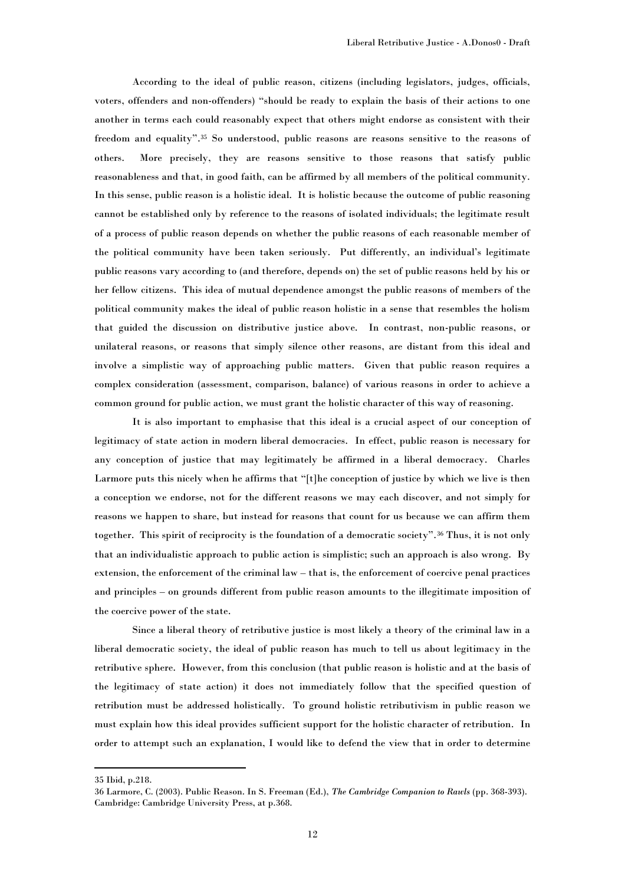According to the ideal of public reason, citizens (including legislators, judges, officials, voters, offenders and non-offenders) "should be ready to explain the basis of their actions to one another in terms each could reasonably expect that others might endorse as consistent with their freedom and equality".[35] So understood, public reasons are reasons sensitive to the reasons of others. More precisely, they are reasons sensitive to those reasons that satisfy public reasonableness and that, in good faith, can be affirmed by all members of the political community. In this sense, public reason is a holistic ideal. It is holistic because the outcome of public reasoning cannot be established only by reference to the reasons of isolated individuals; the legitimate result of a process of public reason depends on whether the public reasons of each reasonable member of the political community have been taken seriously. Put differently, an individual's legitimate public reasons vary according to (and therefore, depends on) the set of public reasons held by his or her fellow citizens. This idea of mutual dependence amongst the public reasons of members of the political community makes the ideal of public reason holistic in a sense that resembles the holism that guided the discussion on distributive justice above. In contrast, non-public reasons, or unilateral reasons, or reasons that simply silence other reasons, are distant from this ideal and involve a simplistic way of approaching public matters. Given that public reason requires a complex consideration (assessment, comparison, balance) of various reasons in order to achieve a common ground for public action, we must grant the holistic character of this way of reasoning.

It is also important to emphasise that this ideal is a crucial aspect of our conception of legitimacy of state action in modern liberal democracies. In effect, public reason is necessary for any conception of justice that may legitimately be affirmed in a liberal democracy. Charles Larmore puts this nicely when he affirms that "[t]he conception of justice by which we live is then a conception we endorse, not for the different reasons we may each discover, and not simply for reasons we happen to share, but instead for reasons that count for us because we can affirm them together. This spirit of reciprocity is the foundation of a democratic society".[36] Thus, it is not only that an individualistic approach to public action is simplistic; such an approach is also wrong. By extension, the enforcement of the criminal law – that is, the enforcement of coercive penal practices and principles – on grounds different from public reason amounts to the illegitimate imposition of the coercive power of the state.

Since a liberal theory of retributive justice is most likely a theory of the criminal law in a liberal democratic society, the ideal of public reason has much to tell us about legitimacy in the retributive sphere. However, from this conclusion (that public reason is holistic and at the basis of the legitimacy of state action) it does not immediately follow that the specified question of retribution must be addressed holistically. To ground holistic retributivism in public reason we must explain how this ideal provides sufficient support for the holistic character of retribution. In order to attempt such an explanation, I would like to defend the view that in order to determine

---

35 Ibid, p.218.

36 Larmore, C. (2003). Public Reason. In S. Freeman (Ed.), *The Cambridge Companion to Rawls* (pp. 368-393). Cambridge: Cambridge University Press, at p.368.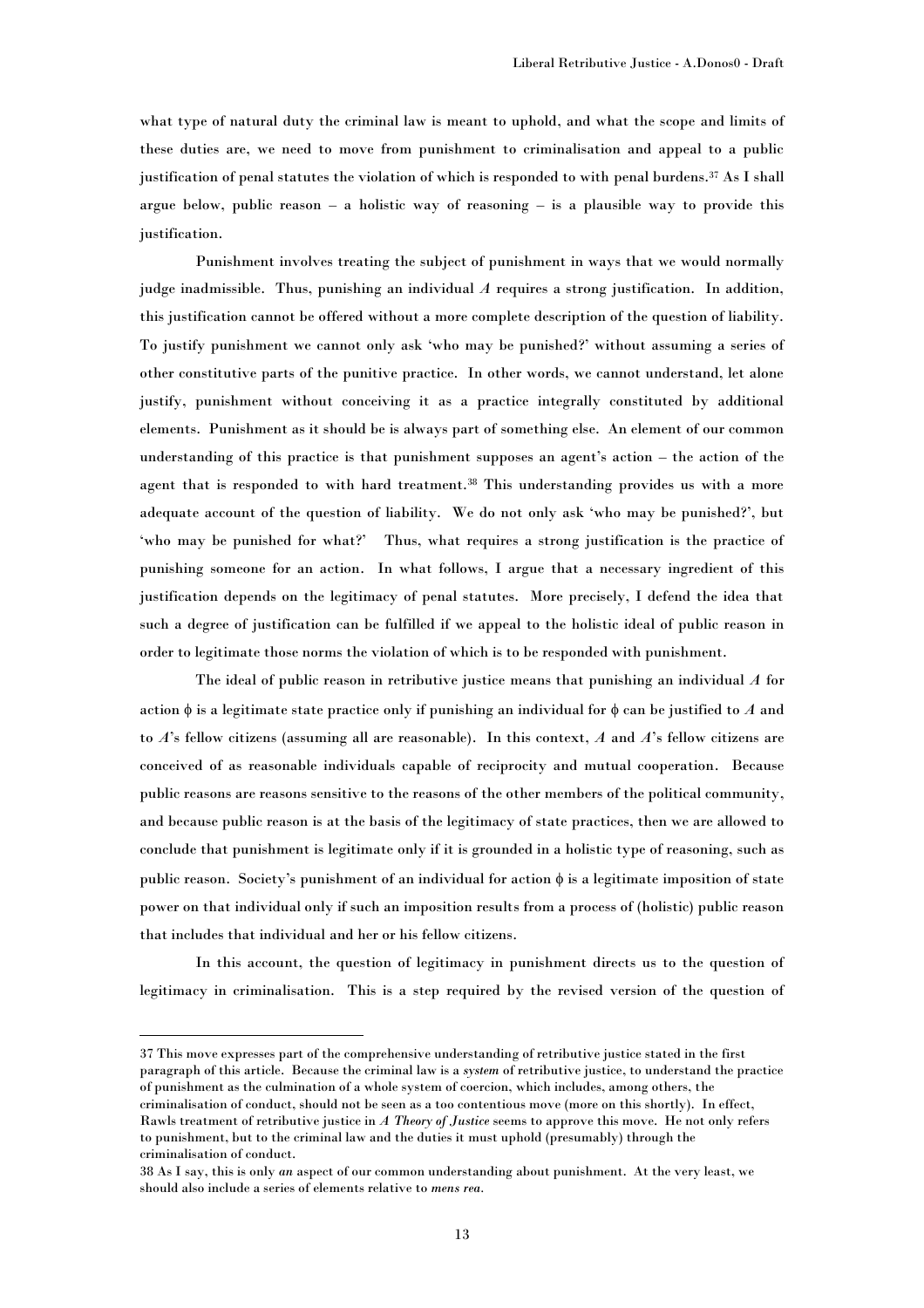what type of natural duty the criminal law is meant to uphold, and what the scope and limits of these duties are, we need to move from punishment to criminalisation and appeal to a public justification of penal statutes the violation of which is responded to with penal burdens.[37] As I shall argue below, public reason – a holistic way of reasoning – is a plausible way to provide this justification.

Punishment involves treating the subject of punishment in ways that we would normally judge inadmissible. Thus, punishing an individual *A* requires a strong justification. In addition, this justification cannot be offered without a more complete description of the question of liability. To justify punishment we cannot only ask 'who may be punished?' without assuming a series of other constitutive parts of the punitive practice. In other words, we cannot understand, let alone justify, punishment without conceiving it as a practice integrally constituted by additional elements. Punishment as it should be is always part of something else. An element of our common understanding of this practice is that punishment supposes an agent's action – the action of the agent that is responded to with hard treatment.[38] This understanding provides us with a more adequate account of the question of liability. We do not only ask 'who may be punished?', but 'who may be punished for what?' Thus, what requires a strong justification is the practice of punishing someone for an action. In what follows, I argue that a necessary ingredient of this justification depends on the legitimacy of penal statutes. More precisely, I defend the idea that such a degree of justification can be fulfilled if we appeal to the holistic ideal of public reason in order to legitimate those norms the violation of which is to be responded with punishment.

The ideal of public reason in retributive justice means that punishing an individual *A* for action $\phi$ is a legitimate state practice only if punishing an individual for $\phi$ can be justified to *A* and to *A*'s fellow citizens (assuming all are reasonable). In this context, *A* and *A*'s fellow citizens are conceived of as reasonable individuals capable of reciprocity and mutual cooperation. Because public reasons are reasons sensitive to the reasons of the other members of the political community, and because public reason is at the basis of the legitimacy of state practices, then we are allowed to conclude that punishment is legitimate only if it is grounded in a holistic type of reasoning, such as public reason. Society's punishment of an individual for action $\phi$ is a legitimate imposition of state power on that individual only if such an imposition results from a process of (holistic) public reason that includes that individual and her or his fellow citizens.

In this account, the question of legitimacy in punishment directs us to the question of legitimacy in criminalisation. This is a step required by the revised version of the question of

---

37 This move expresses part of the comprehensive understanding of retributive justice stated in the first paragraph of this article. Because the criminal law is a *system* of retributive justice, to understand the practice of punishment as the culmination of a whole system of coercion, which includes, among others, the criminalisation of conduct, should not be seen as a too contentious move (more on this shortly). In effect, Rawls treatment of retributive justice in *A Theory of Justice* seems to approve this move. He not only refers to punishment, but to the criminal law and the duties it must uphold (presumably) through the criminalisation of conduct.

38 As I say, this is only *an* aspect of our common understanding about punishment. At the very least, we should also include a series of elements relative to *mens rea*.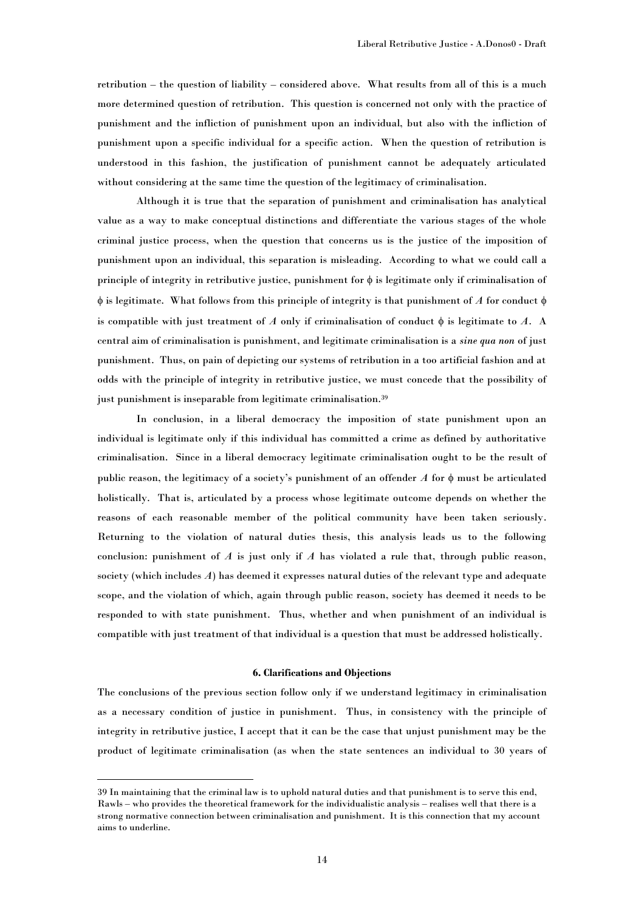retribution – the question of liability – considered above. What results from all of this is a much more determined question of retribution. This question is concerned not only with the practice of punishment and the infliction of punishment upon an individual, but also with the infliction of punishment upon a specific individual for a specific action. When the question of retribution is understood in this fashion, the justification of punishment cannot be adequately articulated without considering at the same time the question of the legitimacy of criminalisation.

Although it is true that the separation of punishment and criminalisation has analytical value as a way to make conceptual distinctions and differentiate the various stages of the whole criminal justice process, when the question that concerns us is the justice of the imposition of punishment upon an individual, this separation is misleading. According to what we could call a principle of integrity in retributive justice, punishment for $\phi$ is legitimate only if criminalisation of $\phi$ is legitimate. What follows from this principle of integrity is that punishment of $A$ for conduct $\phi$ is compatible with just treatment of $A$ only if criminalisation of conduct $\phi$ is legitimate to $A$. A central aim of criminalisation is punishment, and legitimate criminalisation is a *sine qua non* of just punishment. Thus, on pain of depicting our systems of retribution in a too artificial fashion and at odds with the principle of integrity in retributive justice, we must concede that the possibility of just punishment is inseparable from legitimate criminalisation.[39]

In conclusion, in a liberal democracy the imposition of state punishment upon an individual is legitimate only if this individual has committed a crime as defined by authoritative criminalisation. Since in a liberal democracy legitimate criminalisation ought to be the result of public reason, the legitimacy of a society's punishment of an offender $A$ for $\phi$ must be articulated holistically. That is, articulated by a process whose legitimate outcome depends on whether the reasons of each reasonable member of the political community have been taken seriously. Returning to the violation of natural duties thesis, this analysis leads us to the following conclusion: punishment of $A$ is just only if $A$ has violated a rule that, through public reason, society (which includes $A$) has deemed it expresses natural duties of the relevant type and adequate scope, and the violation of which, again through public reason, society has deemed it needs to be responded to with state punishment. Thus, whether and when punishment of an individual is compatible with just treatment of that individual is a question that must be addressed holistically.

### 6. Clarifications and Objections

The conclusions of the previous section follow only if we understand legitimacy in criminalisation as a necessary condition of justice in punishment. Thus, in consistency with the principle of integrity in retributive justice, I accept that it can be the case that unjust punishment may be the product of legitimate criminalisation (as when the state sentences an individual to 30 years of

---

39 In maintaining that the criminal law is to uphold natural duties and that punishment is to serve this end, Rawls – who provides the theoretical framework for the individualistic analysis – realises well that there is a strong normative connection between criminalisation and punishment. It is this connection that my account aims to underline.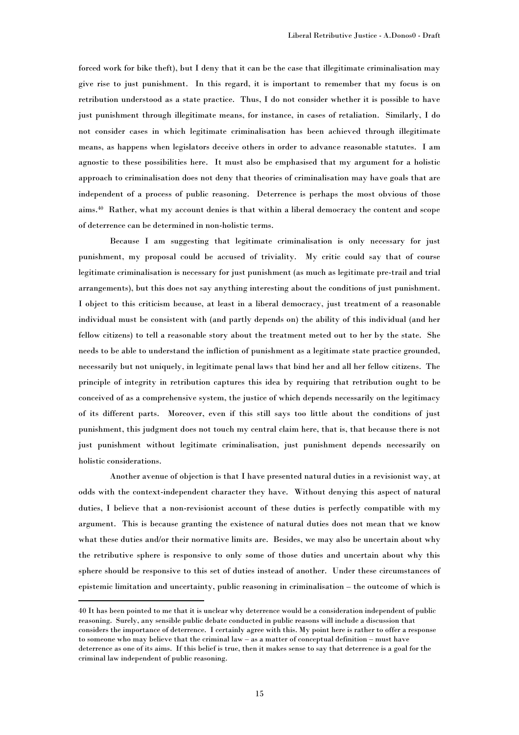forced work for bike theft), but I deny that it can be the case that illegitimate criminalisation may give rise to just punishment. In this regard, it is important to remember that my focus is on retribution understood as a state practice. Thus, I do not consider whether it is possible to have just punishment through illegitimate means, for instance, in cases of retaliation. Similarly, I do not consider cases in which legitimate criminalisation has been achieved through illegitimate means, as happens when legislators deceive others in order to advance reasonable statutes. I am agnostic to these possibilities here. It must also be emphasised that my argument for a holistic approach to criminalisation does not deny that theories of criminalisation may have goals that are independent of a process of public reasoning. Deterrence is perhaps the most obvious of those aims.[40] Rather, what my account denies is that within a liberal democracy the content and scope of deterrence can be determined in non-holistic terms.

Because I am suggesting that legitimate criminalisation is only necessary for just punishment, my proposal could be accused of triviality. My critic could say that of course legitimate criminalisation is necessary for just punishment (as much as legitimate pre-trail and trial arrangements), but this does not say anything interesting about the conditions of just punishment. I object to this criticism because, at least in a liberal democracy, just treatment of a reasonable individual must be consistent with (and partly depends on) the ability of this individual (and her fellow citizens) to tell a reasonable story about the treatment meted out to her by the state. She needs to be able to understand the infliction of punishment as a legitimate state practice grounded, necessarily but not uniquely, in legitimate penal laws that bind her and all her fellow citizens. The principle of integrity in retribution captures this idea by requiring that retribution ought to be conceived of as a comprehensive system, the justice of which depends necessarily on the legitimacy of its different parts. Moreover, even if this still says too little about the conditions of just punishment, this judgment does not touch my central claim here, that is, that because there is not just punishment without legitimate criminalisation, just punishment depends necessarily on holistic considerations.

Another avenue of objection is that I have presented natural duties in a revisionist way, at odds with the context-independent character they have. Without denying this aspect of natural duties, I believe that a non-revisionist account of these duties is perfectly compatible with my argument. This is because granting the existence of natural duties does not mean that we know what these duties and/or their normative limits are. Besides, we may also be uncertain about why the retributive sphere is responsive to only some of those duties and uncertain about why this sphere should be responsive to this set of duties instead of another. Under these circumstances of epistemic limitation and uncertainty, public reasoning in criminalisation – the outcome of which is

---

40 It has been pointed to me that it is unclear why deterrence would be a consideration independent of public reasoning. Surely, any sensible public debate conducted in public reasons will include a discussion that considers the importance of deterrence. I certainly agree with this. My point here is rather to offer a response to someone who may believe that the criminal law – as a matter of conceptual definition – must have deterrence as one of its aims. If this belief is true, then it makes sense to say that deterrence is a goal for the criminal law independent of public reasoning.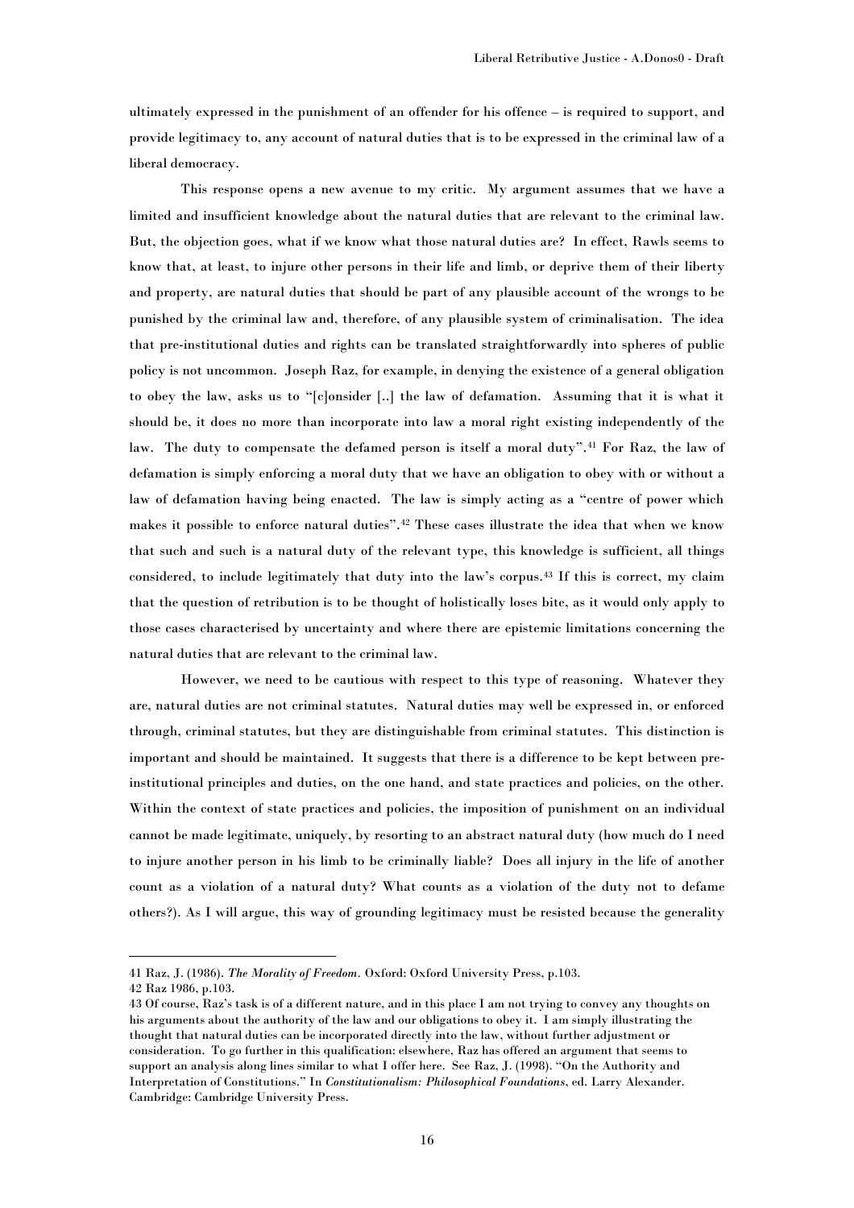ultimately expressed in the punishment of an offender for his offence – is required to support, and provide legitimacy to, any account of natural duties that is to be expressed in the criminal law of a liberal democracy.

This response opens a new avenue to my critic. My argument assumes that we have a limited and insufficient knowledge about the natural duties that are relevant to the criminal law. But, the objection goes, what if we know what those natural duties are? In effect, Rawls seems to know that, at least, to injure other persons in their life and limb, or deprive them of their liberty and property, are natural duties that should be part of any plausible account of the wrongs to be punished by the criminal law and, therefore, of any plausible system of criminalisation. The idea that pre-institutional duties and rights can be translated straightforwardly into spheres of public policy is not uncommon. Joseph Raz, for example, in denying the existence of a general obligation to obey the law, asks us to "[c]onsider [..] the law of defamation. Assuming that it is what it should be, it does no more than incorporate into law a moral right existing independently of the law. The duty to compensate the defamed person is itself a moral duty".[41] For Raz, the law of defamation is simply enforcing a moral duty that we have an obligation to obey with or without a law of defamation having being enacted. The law is simply acting as a "centre of power which makes it possible to enforce natural duties".[42] These cases illustrate the idea that when we know that such and such is a natural duty of the relevant type, this knowledge is sufficient, all things considered, to include legitimately that duty into the law's corpus.[43] If this is correct, my claim that the question of retribution is to be thought of holistically loses bite, as it would only apply to those cases characterised by uncertainty and where there are epistemic limitations concerning the natural duties that are relevant to the criminal law.

However, we need to be cautious with respect to this type of reasoning. Whatever they are, natural duties are not criminal statutes. Natural duties may well be expressed in, or enforced through, criminal statutes, but they are distinguishable from criminal statutes. This distinction is important and should be maintained. It suggests that there is a difference to be kept between pre-institutional principles and duties, on the one hand, and state practices and policies, on the other. Within the context of state practices and policies, the imposition of punishment on an individual cannot be made legitimate, uniquely, by resorting to an abstract natural duty (how much do I need to injure another person in his limb to be criminally liable? Does all injury in the life of another count as a violation of a natural duty? What counts as a violation of the duty not to defame others?). As I will argue, this way of grounding legitimacy must be resisted because the generality

---

41 Raz, J. (1986). *The Morality of Freedom*. Oxford: Oxford University Press, p.103.

42 Raz 1986, p.103.

43 Of course, Raz's task is of a different nature, and in this place I am not trying to convey any thoughts on his arguments about the authority of the law and our obligations to obey it. I am simply illustrating the thought that natural duties can be incorporated directly into the law, without further adjustment or consideration. To go further in this qualification: elsewhere, Raz has offered an argument that seems to support an analysis along lines similar to what I offer here. See Raz, J. (1998). "On the Authority and Interpretation of Constitutions." In *Constitutionalism: Philosophical Foundations*, ed. Larry Alexander. Cambridge: Cambridge University Press.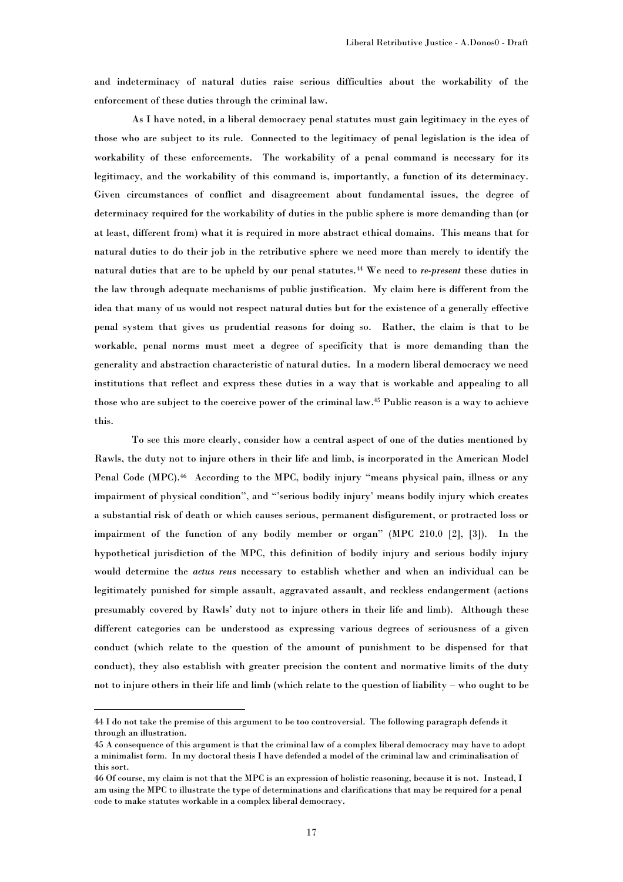and indeterminacy of natural duties raise serious difficulties about the workability of the enforcement of these duties through the criminal law.

As I have noted, in a liberal democracy penal statutes must gain legitimacy in the eyes of those who are subject to its rule. Connected to the legitimacy of penal legislation is the idea of workability of these enforcements. The workability of a penal command is necessary for its legitimacy, and the workability of this command is, importantly, a function of its determinacy. Given circumstances of conflict and disagreement about fundamental issues, the degree of determinacy required for the workability of duties in the public sphere is more demanding than (or at least, different from) what it is required in more abstract ethical domains. This means that for natural duties to do their job in the retributive sphere we need more than merely to identify the natural duties that are to be upheld by our penal statutes.[44] We need to *re-present* these duties in the law through adequate mechanisms of public justification. My claim here is different from the idea that many of us would not respect natural duties but for the existence of a generally effective penal system that gives us prudential reasons for doing so. Rather, the claim is that to be workable, penal norms must meet a degree of specificity that is more demanding than the generality and abstraction characteristic of natural duties. In a modern liberal democracy we need institutions that reflect and express these duties in a way that is workable and appealing to all those who are subject to the coercive power of the criminal law.[45] Public reason is a way to achieve this.

To see this more clearly, consider how a central aspect of one of the duties mentioned by Rawls, the duty not to injure others in their life and limb, is incorporated in the American Model Penal Code (MPC).[46] According to the MPC, bodily injury "means physical pain, illness or any impairment of physical condition", and "'serious bodily injury' means bodily injury which creates a substantial risk of death or which causes serious, permanent disfigurement, or protracted loss or impairment of the function of any bodily member or organ" (MPC 210.0 [2], [3]). In the hypothetical jurisdiction of the MPC, this definition of bodily injury and serious bodily injury would determine the *actus reus* necessary to establish whether and when an individual can be legitimately punished for simple assault, aggravated assault, and reckless endangerment (actions presumably covered by Rawls' duty not to injure others in their life and limb). Although these different categories can be understood as expressing various degrees of seriousness of a given conduct (which relate to the question of the amount of punishment to be dispensed for that conduct), they also establish with greater precision the content and normative limits of the duty not to injure others in their life and limb (which relate to the question of liability – who ought to be

---

44 I do not take the premise of this argument to be too controversial. The following paragraph defends it through an illustration.

45 A consequence of this argument is that the criminal law of a complex liberal democracy may have to adopt a minimalist form. In my doctoral thesis I have defended a model of the criminal law and criminalisation of this sort.

46 Of course, my claim is not that the MPC is an expression of holistic reasoning, because it is not. Instead, I am using the MPC to illustrate the type of determinations and clarifications that may be required for a penal code to make statutes workable in a complex liberal democracy.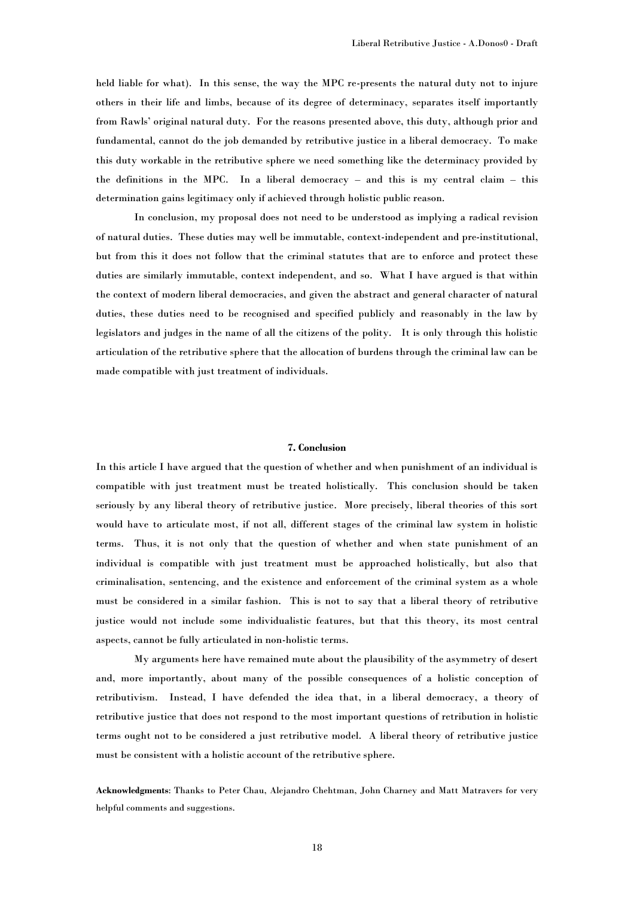held liable for what). In this sense, the way the MPC re-presents the natural duty not to injure others in their life and limbs, because of its degree of determinacy, separates itself importantly from Rawls' original natural duty. For the reasons presented above, this duty, although prior and fundamental, cannot do the job demanded by retributive justice in a liberal democracy. To make this duty workable in the retributive sphere we need something like the determinacy provided by the definitions in the MPC. In a liberal democracy – and this is my central claim – this determination gains legitimacy only if achieved through holistic public reason.

In conclusion, my proposal does not need to be understood as implying a radical revision of natural duties. These duties may well be immutable, context-independent and pre-institutional, but from this it does not follow that the criminal statutes that are to enforce and protect these duties are similarly immutable, context independent, and so. What I have argued is that within the context of modern liberal democracies, and given the abstract and general character of natural duties, these duties need to be recognised and specified publicly and reasonably in the law by legislators and judges in the name of all the citizens of the polity. It is only through this holistic articulation of the retributive sphere that the allocation of burdens through the criminal law can be made compatible with just treatment of individuals.

## 7. Conclusion

In this article I have argued that the question of whether and when punishment of an individual is compatible with just treatment must be treated holistically. This conclusion should be taken seriously by any liberal theory of retributive justice. More precisely, liberal theories of this sort would have to articulate most, if not all, different stages of the criminal law system in holistic terms. Thus, it is not only that the question of whether and when state punishment of an individual is compatible with just treatment must be approached holistically, but also that criminalisation, sentencing, and the existence and enforcement of the criminal system as a whole must be considered in a similar fashion. This is not to say that a liberal theory of retributive justice would not include some individualistic features, but that this theory, its most central aspects, cannot be fully articulated in non-holistic terms.

My arguments here have remained mute about the plausibility of the asymmetry of desert and, more importantly, about many of the possible consequences of a holistic conception of retributivism. Instead, I have defended the idea that, in a liberal democracy, a theory of retributive justice that does not respond to the most important questions of retribution in holistic terms ought not to be considered a just retributive model. A liberal theory of retributive justice must be consistent with a holistic account of the retributive sphere.

**Acknowledgments**: Thanks to Peter Chau, Alejandro Chehtman, John Charney and Matt Matravers for very helpful comments and suggestions.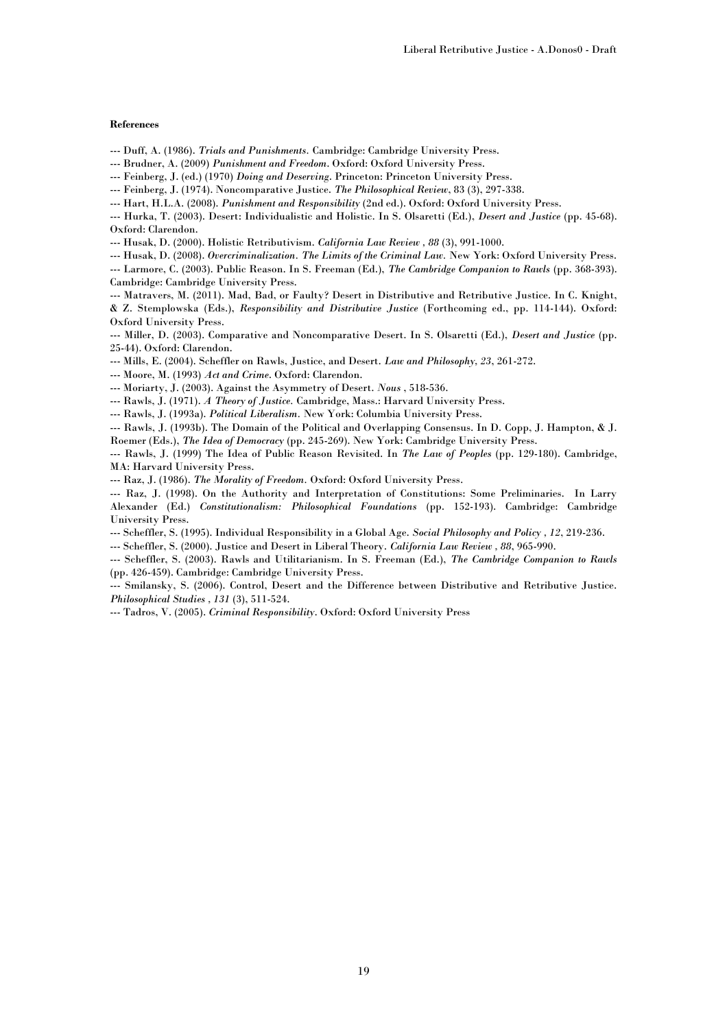**References**

--- Duff, A. (1986). *Trials and Punishments*. Cambridge: Cambridge University Press.

--- Brudner, A. (2009) *Punishment and Freedom*. Oxford: Oxford University Press.

--- Feinberg, J. (ed.) (1970) *Doing and Deserving*. Princeton: Princeton University Press.

--- Feinberg, J. (1974). Noncomparative Justice. *The Philosophical Review*, 83 (3), 297-338.

--- Hart, H.L.A. (2008). *Punishment and Responsibility* (2nd ed.). Oxford: Oxford University Press.

--- Hurka, T. (2003). Desert: Individualistic and Holistic. In S. Olsaretti (Ed.), *Desert and Justice* (pp. 45-68). Oxford: Clarendon.

--- Husak, D. (2000). Holistic Retributivism. *California Law Review* , *88* (3), 991-1000.

--- Husak, D. (2008). *Overcriminalization. The Limits of the Criminal Law*. New York: Oxford University Press.

--- Larmore, C. (2003). Public Reason. In S. Freeman (Ed.), *The Cambridge Companion to Rawls* (pp. 368-393). Cambridge: Cambridge University Press.

--- Matravers, M. (2011). Mad, Bad, or Faulty? Desert in Distributive and Retributive Justice. In C. Knight, & Z. Stemplowska (Eds.), *Responsibility and Distributive Justice* (Forthcoming ed., pp. 114-144). Oxford: Oxford University Press.

--- Miller, D. (2003). Comparative and Noncomparative Desert. In S. Olsaretti (Ed.), *Desert and Justice* (pp. 25-44). Oxford: Clarendon.

--- Mills, E. (2004). Scheffler on Rawls, Justice, and Desert. *Law and Philosophy*, *23*, 261-272.

--- Moore, M. (1993) *Act and Crime*. Oxford: Clarendon.

--- Moriarty, J. (2003). Against the Asymmetry of Desert. *Nous* , 518-536.

--- Rawls, J. (1971). *A Theory of Justice*. Cambridge, Mass.: Harvard University Press.

--- Rawls, J. (1993a). *Political Liberalism*. New York: Columbia University Press.

--- Rawls, J. (1993b). The Domain of the Political and Overlapping Consensus. In D. Copp, J. Hampton, & J. Roemer (Eds.), *The Idea of Democracy* (pp. 245-269). New York: Cambridge University Press.

--- Rawls, J. (1999) The Idea of Public Reason Revisited. In *The Law of Peoples* (pp. 129-180). Cambridge, MA: Harvard University Press.

--- Raz, J. (1986). *The Morality of Freedom*. Oxford: Oxford University Press.

--- Raz, J. (1998). On the Authority and Interpretation of Constitutions: Some Preliminaries. In Larry Alexander (Ed.) *Constitutionalism: Philosophical Foundations* (pp. 152-193). Cambridge: Cambridge University Press.

--- Scheffler, S. (1995). Individual Responsibility in a Global Age. *Social Philosophy and Policy* , *12*, 219-236.

--- Scheffler, S. (2000). Justice and Desert in Liberal Theory. *California Law Review* , *88*, 965-990.

--- Scheffler, S. (2003). Rawls and Utilitarianism. In S. Freeman (Ed.), *The Cambridge Companion to Rawls* (pp. 426-459). Cambridge: Cambridge University Press.

--- Smilansky, S. (2006). Control, Desert and the Difference between Distributive and Retributive Justice. *Philosophical Studies* , *131* (3), 511-524.

--- Tadros, V. (2005). *Criminal Responsibility*. Oxford: Oxford University Press